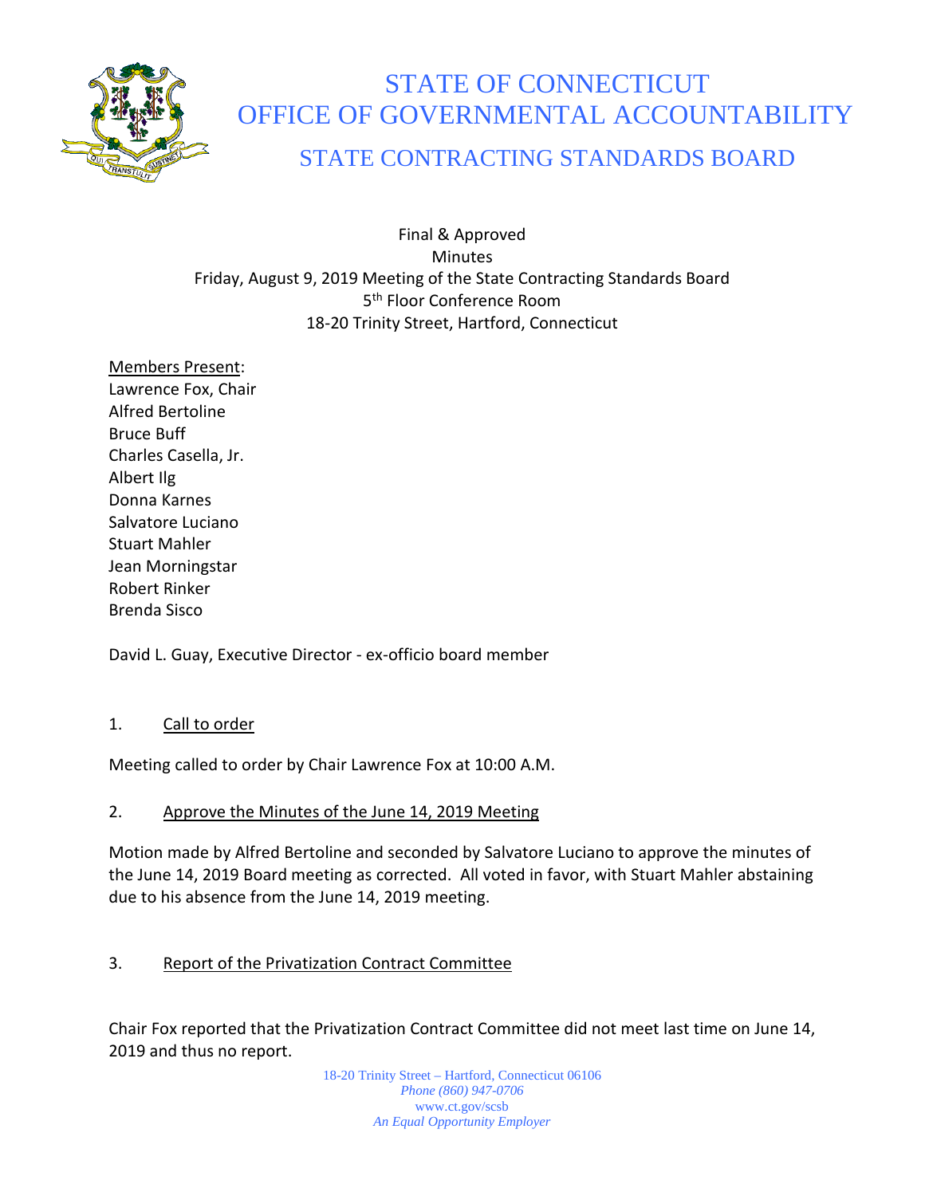# STATE OF CONNECTICUT
# OFFICE OF GOVERNMENTAL ACCOUNTABILITY
## STATE CONTRACTING STANDARDS BOARD

Final & Approved
Minutes
Friday, August 9, 2019 Meeting of the State Contracting Standards Board
5th Floor Conference Room
18-20 Trinity Street, Hartford, Connecticut

Members Present:
Lawrence Fox, Chair
Alfred Bertoline
Bruce Buff
Charles Casella, Jr.
Albert Ilg
Donna Karnes
Salvatore Luciano
Stuart Mahler
Jean Morningstar
Robert Rinker
Brenda Sisco

David L. Guay, Executive Director - ex-officio board member

1. Call to order

Meeting called to order by Chair Lawrence Fox at 10:00 A.M.

2. Approve the Minutes of the June 14, 2019 Meeting

Motion made by Alfred Bertoline and seconded by Salvatore Luciano to approve the minutes of the June 14, 2019 Board meeting as corrected. All voted in favor, with Stuart Mahler abstaining due to his absence from the June 14, 2019 meeting.

3. Report of the Privatization Contract Committee

Chair Fox reported that the Privatization Contract Committee did not meet last time on June 14, 2019 and thus no report.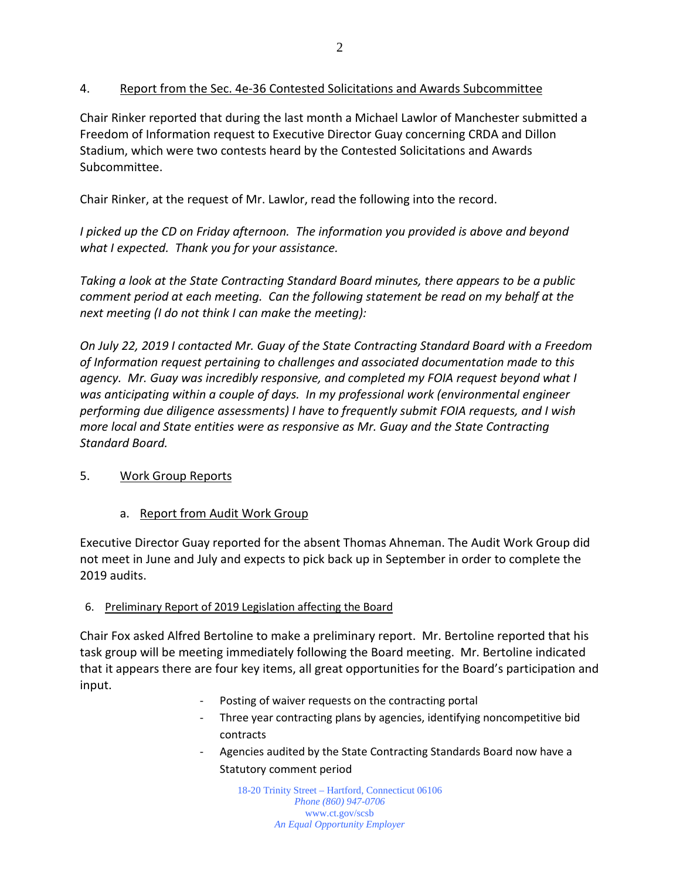4. <u>Report from the Sec. 4e-36 Contested Solicitations and Awards Subcommittee</u>

Chair Rinker reported that during the last month a Michael Lawlor of Manchester submitted a Freedom of Information request to Executive Director Guay concerning CRDA and Dillon Stadium, which were two contests heard by the Contested Solicitations and Awards Subcommittee.

Chair Rinker, at the request of Mr. Lawlor, read the following into the record.

*I picked up the CD on Friday afternoon. The information you provided is above and beyond what I expected. Thank you for your assistance.*

*Taking a look at the State Contracting Standard Board minutes, there appears to be a public comment period at each meeting. Can the following statement be read on my behalf at the next meeting (I do not think I can make the meeting):*

*On July 22, 2019 I contacted Mr. Guay of the State Contracting Standard Board with a Freedom of Information request pertaining to challenges and associated documentation made to this agency. Mr. Guay was incredibly responsive, and completed my FOIA request beyond what I was anticipating within a couple of days. In my professional work (environmental engineer performing due diligence assessments) I have to frequently submit FOIA requests, and I wish more local and State entities were as responsive as Mr. Guay and the State Contracting Standard Board.*

5. <u>Work Group Reports</u>

   a. <u>Report from Audit Work Group</u>

Executive Director Guay reported for the absent Thomas Ahneman. The Audit Work Group did not meet in June and July and expects to pick back up in September in order to complete the 2019 audits.

6. <u>Preliminary Report of 2019 Legislation affecting the Board</u>

Chair Fox asked Alfred Bertoline to make a preliminary report. Mr. Bertoline reported that his task group will be meeting immediately following the Board meeting. Mr. Bertoline indicated that it appears there are four key items, all great opportunities for the Board's participation and input.

- Posting of waiver requests on the contracting portal
- Three year contracting plans by agencies, identifying noncompetitive bid contracts
- Agencies audited by the State Contracting Standards Board now have a Statutory comment period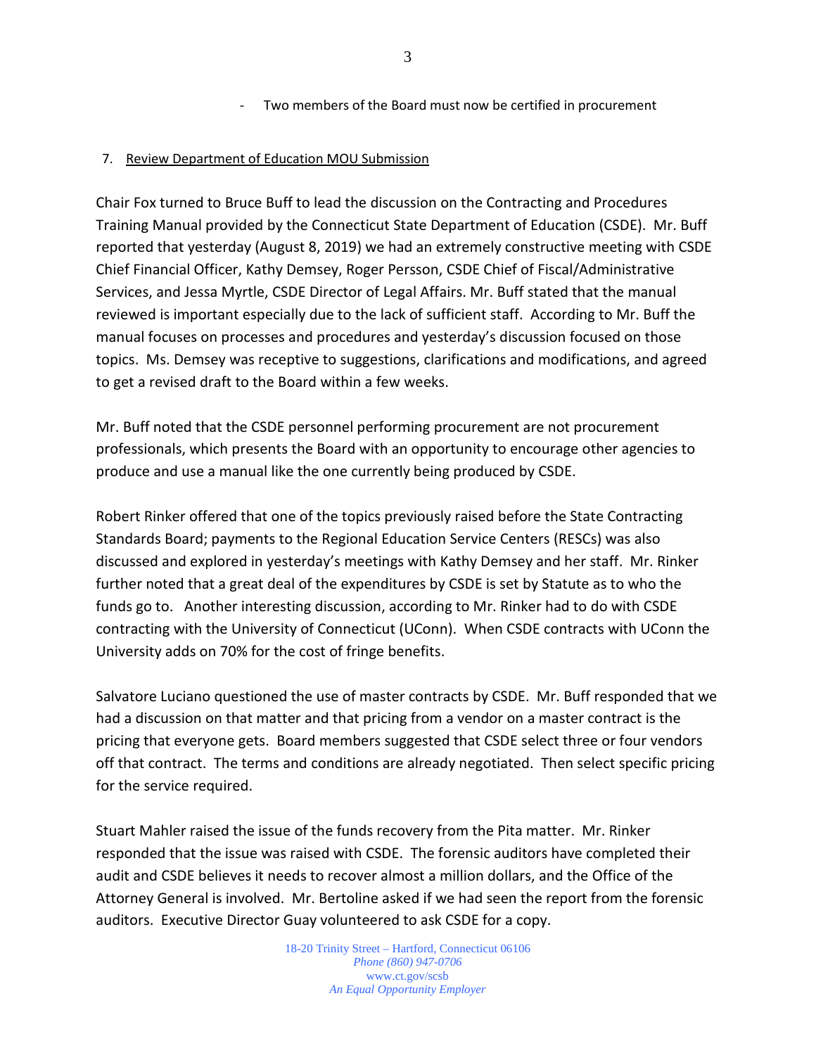- Two members of the Board must now be certified in procurement

7. <u>Review Department of Education MOU Submission</u>

Chair Fox turned to Bruce Buff to lead the discussion on the Contracting and Procedures Training Manual provided by the Connecticut State Department of Education (CSDE). Mr. Buff reported that yesterday (August 8, 2019) we had an extremely constructive meeting with CSDE Chief Financial Officer, Kathy Demsey, Roger Persson, CSDE Chief of Fiscal/Administrative Services, and Jessa Myrtle, CSDE Director of Legal Affairs. Mr. Buff stated that the manual reviewed is important especially due to the lack of sufficient staff. According to Mr. Buff the manual focuses on processes and procedures and yesterday's discussion focused on those topics. Ms. Demsey was receptive to suggestions, clarifications and modifications, and agreed to get a revised draft to the Board within a few weeks.

Mr. Buff noted that the CSDE personnel performing procurement are not procurement professionals, which presents the Board with an opportunity to encourage other agencies to produce and use a manual like the one currently being produced by CSDE.

Robert Rinker offered that one of the topics previously raised before the State Contracting Standards Board; payments to the Regional Education Service Centers (RESCs) was also discussed and explored in yesterday's meetings with Kathy Demsey and her staff. Mr. Rinker further noted that a great deal of the expenditures by CSDE is set by Statute as to who the funds go to. Another interesting discussion, according to Mr. Rinker had to do with CSDE contracting with the University of Connecticut (UConn). When CSDE contracts with UConn the University adds on 70% for the cost of fringe benefits.

Salvatore Luciano questioned the use of master contracts by CSDE. Mr. Buff responded that we had a discussion on that matter and that pricing from a vendor on a master contract is the pricing that everyone gets. Board members suggested that CSDE select three or four vendors off that contract. The terms and conditions are already negotiated. Then select specific pricing for the service required.

Stuart Mahler raised the issue of the funds recovery from the Pita matter. Mr. Rinker responded that the issue was raised with CSDE. The forensic auditors have completed their audit and CSDE believes it needs to recover almost a million dollars, and the Office of the Attorney General is involved. Mr. Bertoline asked if we had seen the report from the forensic auditors. Executive Director Guay volunteered to ask CSDE for a copy.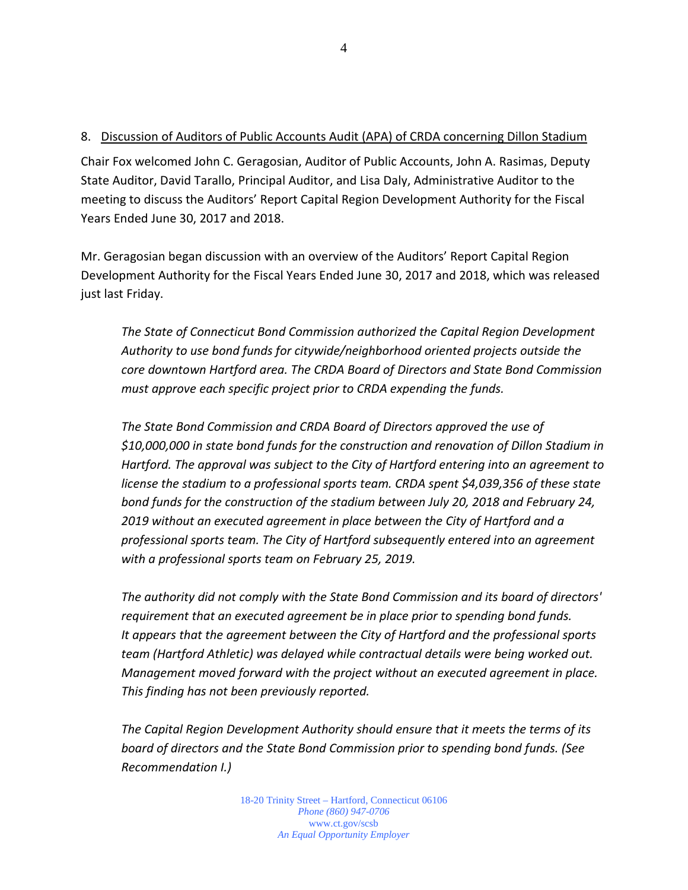8. Discussion of Auditors of Public Accounts Audit (APA) of CRDA concerning Dillon Stadium

Chair Fox welcomed John C. Geragosian, Auditor of Public Accounts, John A. Rasimas, Deputy State Auditor, David Tarallo, Principal Auditor, and Lisa Daly, Administrative Auditor to the meeting to discuss the Auditors' Report Capital Region Development Authority for the Fiscal Years Ended June 30, 2017 and 2018.

Mr. Geragosian began discussion with an overview of the Auditors' Report Capital Region Development Authority for the Fiscal Years Ended June 30, 2017 and 2018, which was released just last Friday.

> *The State of Connecticut Bond Commission authorized the Capital Region Development Authority to use bond funds for citywide/neighborhood oriented projects outside the core downtown Hartford area. The CRDA Board of Directors and State Bond Commission must approve each specific project prior to CRDA expending the funds.*
>
> *The State Bond Commission and CRDA Board of Directors approved the use of $10,000,000 in state bond funds for the construction and renovation of Dillon Stadium in Hartford. The approval was subject to the City of Hartford entering into an agreement to license the stadium to a professional sports team. CRDA spent $4,039,356 of these state bond funds for the construction of the stadium between July 20, 2018 and February 24, 2019 without an executed agreement in place between the City of Hartford and a professional sports team. The City of Hartford subsequently entered into an agreement with a professional sports team on February 25, 2019.*
>
> *The authority did not comply with the State Bond Commission and its board of directors' requirement that an executed agreement be in place prior to spending bond funds. It appears that the agreement between the City of Hartford and the professional sports team (Hartford Athletic) was delayed while contractual details were being worked out. Management moved forward with the project without an executed agreement in place. This finding has not been previously reported.*
>
> *The Capital Region Development Authority should ensure that it meets the terms of its board of directors and the State Bond Commission prior to spending bond funds. (See Recommendation I.)*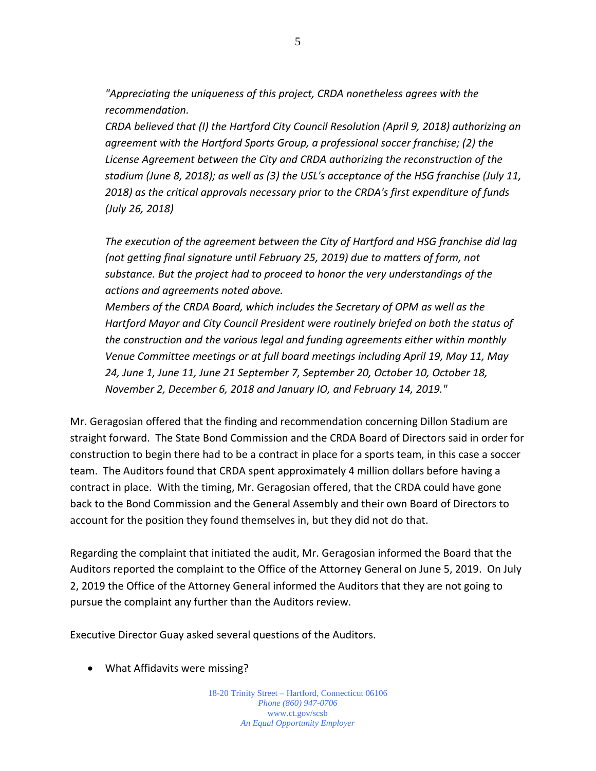*"Appreciating the uniqueness of this project, CRDA nonetheless agrees with the recommendation.*
*CRDA believed that (I) the Hartford City Council Resolution (April 9, 2018) authorizing an agreement with the Hartford Sports Group, a professional soccer franchise; (2) the License Agreement between the City and CRDA authorizing the reconstruction of the stadium (June 8, 2018); as well as (3) the USL's acceptance of the HSG franchise (July 11, 2018) as the critical approvals necessary prior to the CRDA's first expenditure of funds (July 26, 2018)*

*The execution of the agreement between the City of Hartford and HSG franchise did lag (not getting final signature until February 25, 2019) due to matters of form, not substance. But the project had to proceed to honor the very understandings of the actions and agreements noted above.*
*Members of the CRDA Board, which includes the Secretary of OPM as well as the Hartford Mayor and City Council President were routinely briefed on both the status of the construction and the various legal and funding agreements either within monthly Venue Committee meetings or at full board meetings including April 19, May 11, May 24, June 1, June 11, June 21 September 7, September 20, October 10, October 18, November 2, December 6, 2018 and January IO, and February 14, 2019."*

Mr. Geragosian offered that the finding and recommendation concerning Dillon Stadium are straight forward. The State Bond Commission and the CRDA Board of Directors said in order for construction to begin there had to be a contract in place for a sports team, in this case a soccer team. The Auditors found that CRDA spent approximately 4 million dollars before having a contract in place. With the timing, Mr. Geragosian offered, that the CRDA could have gone back to the Bond Commission and the General Assembly and their own Board of Directors to account for the position they found themselves in, but they did not do that.

Regarding the complaint that initiated the audit, Mr. Geragosian informed the Board that the Auditors reported the complaint to the Office of the Attorney General on June 5, 2019. On July 2, 2019 the Office of the Attorney General informed the Auditors that they are not going to pursue the complaint any further than the Auditors review.

Executive Director Guay asked several questions of the Auditors.

- What Affidavits were missing?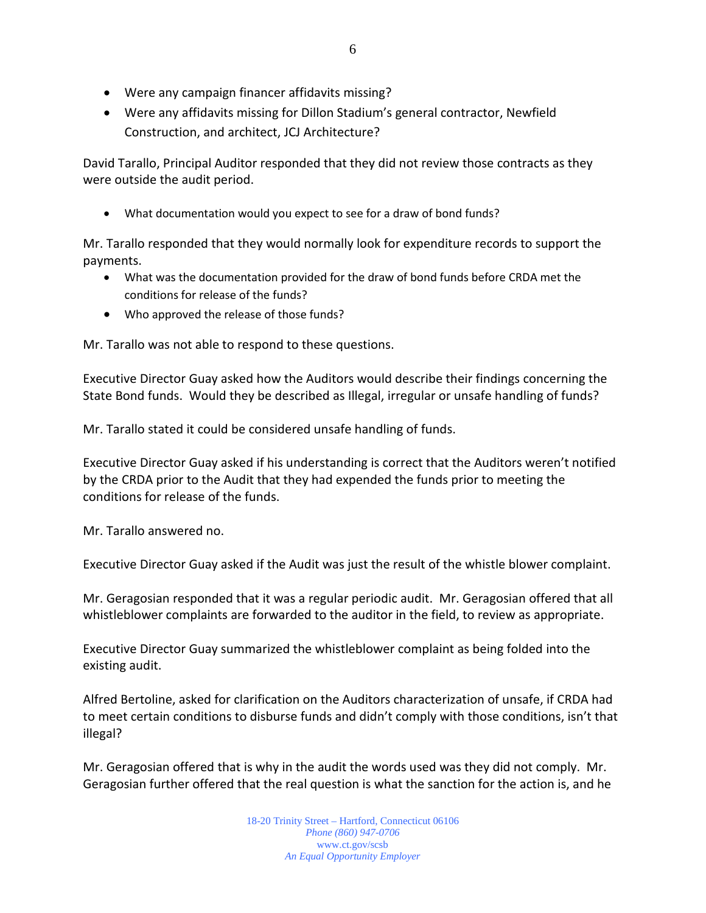- Were any campaign financer affidavits missing?
- Were any affidavits missing for Dillon Stadium's general contractor, Newfield Construction, and architect, JCJ Architecture?

David Tarallo, Principal Auditor responded that they did not review those contracts as they were outside the audit period.

- What documentation would you expect to see for a draw of bond funds?

Mr. Tarallo responded that they would normally look for expenditure records to support the payments.

- What was the documentation provided for the draw of bond funds before CRDA met the conditions for release of the funds?
- Who approved the release of those funds?

Mr. Tarallo was not able to respond to these questions.

Executive Director Guay asked how the Auditors would describe their findings concerning the State Bond funds. Would they be described as Illegal, irregular or unsafe handling of funds?

Mr. Tarallo stated it could be considered unsafe handling of funds.

Executive Director Guay asked if his understanding is correct that the Auditors weren't notified by the CRDA prior to the Audit that they had expended the funds prior to meeting the conditions for release of the funds.

Mr. Tarallo answered no.

Executive Director Guay asked if the Audit was just the result of the whistle blower complaint.

Mr. Geragosian responded that it was a regular periodic audit. Mr. Geragosian offered that all whistleblower complaints are forwarded to the auditor in the field, to review as appropriate.

Executive Director Guay summarized the whistleblower complaint as being folded into the existing audit.

Alfred Bertoline, asked for clarification on the Auditors characterization of unsafe, if CRDA had to meet certain conditions to disburse funds and didn't comply with those conditions, isn't that illegal?

Mr. Geragosian offered that is why in the audit the words used was they did not comply. Mr. Geragosian further offered that the real question is what the sanction for the action is, and he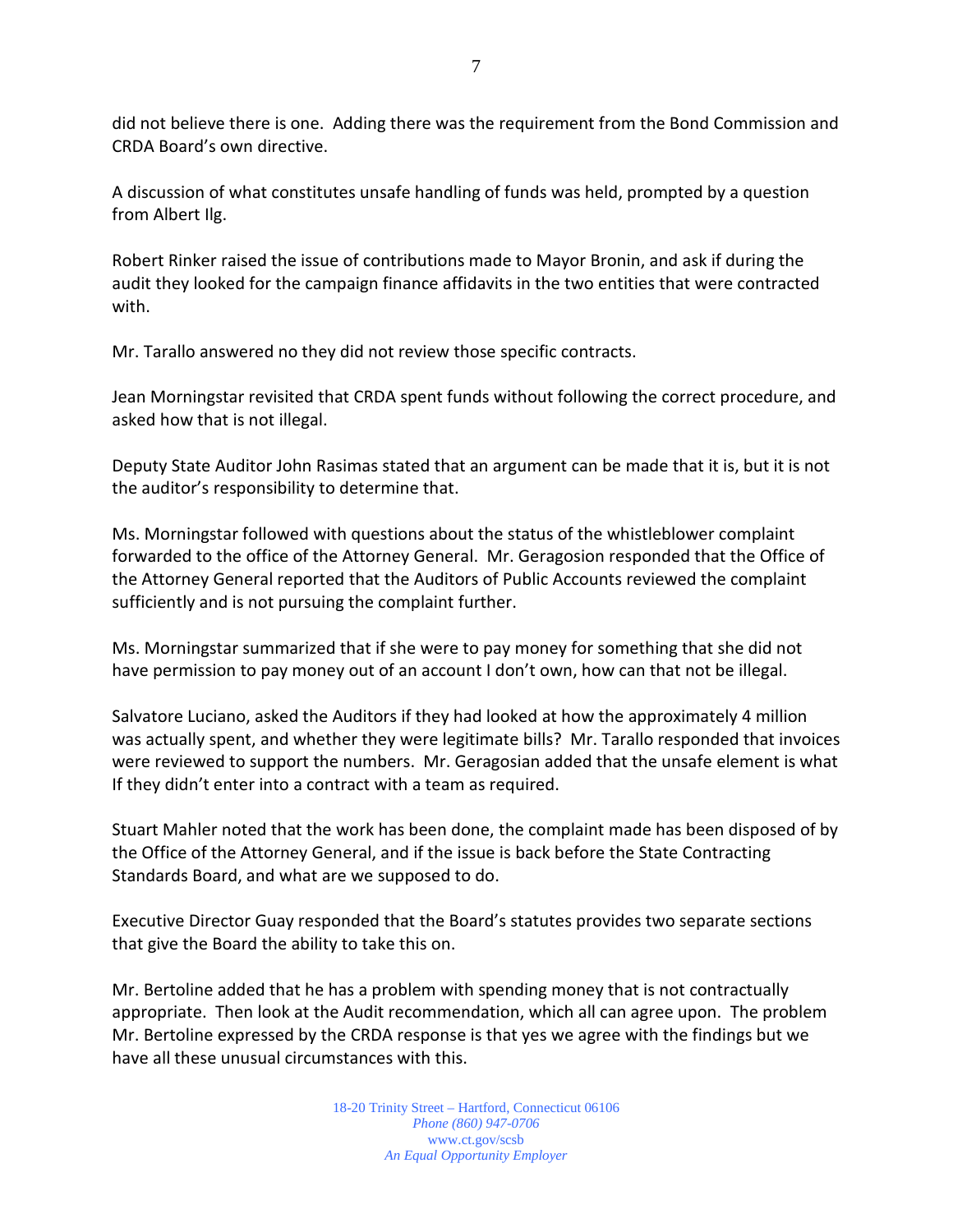did not believe there is one. Adding there was the requirement from the Bond Commission and CRDA Board's own directive.

A discussion of what constitutes unsafe handling of funds was held, prompted by a question from Albert Ilg.

Robert Rinker raised the issue of contributions made to Mayor Bronin, and ask if during the audit they looked for the campaign finance affidavits in the two entities that were contracted with.

Mr. Tarallo answered no they did not review those specific contracts.

Jean Morningstar revisited that CRDA spent funds without following the correct procedure, and asked how that is not illegal.

Deputy State Auditor John Rasimas stated that an argument can be made that it is, but it is not the auditor's responsibility to determine that.

Ms. Morningstar followed with questions about the status of the whistleblower complaint forwarded to the office of the Attorney General. Mr. Geragosion responded that the Office of the Attorney General reported that the Auditors of Public Accounts reviewed the complaint sufficiently and is not pursuing the complaint further.

Ms. Morningstar summarized that if she were to pay money for something that she did not have permission to pay money out of an account I don't own, how can that not be illegal.

Salvatore Luciano, asked the Auditors if they had looked at how the approximately 4 million was actually spent, and whether they were legitimate bills? Mr. Tarallo responded that invoices were reviewed to support the numbers. Mr. Geragosian added that the unsafe element is what If they didn't enter into a contract with a team as required.

Stuart Mahler noted that the work has been done, the complaint made has been disposed of by the Office of the Attorney General, and if the issue is back before the State Contracting Standards Board, and what are we supposed to do.

Executive Director Guay responded that the Board's statutes provides two separate sections that give the Board the ability to take this on.

Mr. Bertoline added that he has a problem with spending money that is not contractually appropriate. Then look at the Audit recommendation, which all can agree upon. The problem Mr. Bertoline expressed by the CRDA response is that yes we agree with the findings but we have all these unusual circumstances with this.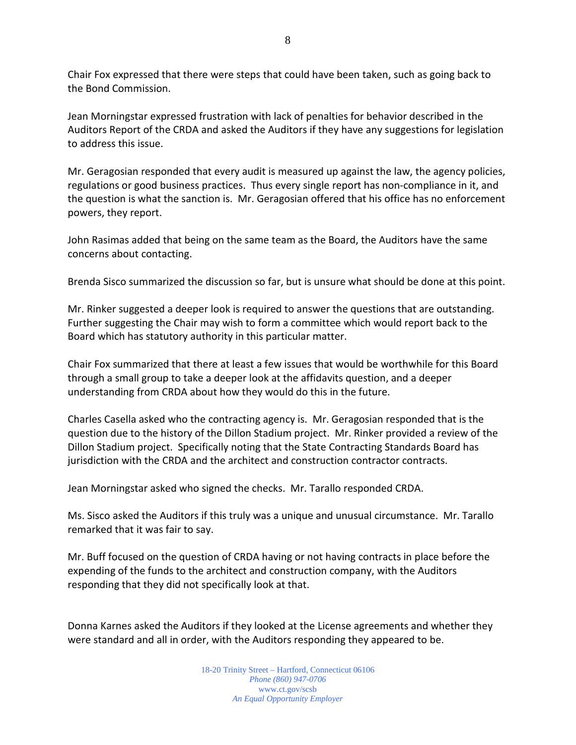Chair Fox expressed that there were steps that could have been taken, such as going back to the Bond Commission.

Jean Morningstar expressed frustration with lack of penalties for behavior described in the Auditors Report of the CRDA and asked the Auditors if they have any suggestions for legislation to address this issue.

Mr. Geragosian responded that every audit is measured up against the law, the agency policies, regulations or good business practices. Thus every single report has non-compliance in it, and the question is what the sanction is. Mr. Geragosian offered that his office has no enforcement powers, they report.

John Rasimas added that being on the same team as the Board, the Auditors have the same concerns about contacting.

Brenda Sisco summarized the discussion so far, but is unsure what should be done at this point.

Mr. Rinker suggested a deeper look is required to answer the questions that are outstanding. Further suggesting the Chair may wish to form a committee which would report back to the Board which has statutory authority in this particular matter.

Chair Fox summarized that there at least a few issues that would be worthwhile for this Board through a small group to take a deeper look at the affidavits question, and a deeper understanding from CRDA about how they would do this in the future.

Charles Casella asked who the contracting agency is. Mr. Geragosian responded that is the question due to the history of the Dillon Stadium project. Mr. Rinker provided a review of the Dillon Stadium project. Specifically noting that the State Contracting Standards Board has jurisdiction with the CRDA and the architect and construction contractor contracts.

Jean Morningstar asked who signed the checks. Mr. Tarallo responded CRDA.

Ms. Sisco asked the Auditors if this truly was a unique and unusual circumstance. Mr. Tarallo remarked that it was fair to say.

Mr. Buff focused on the question of CRDA having or not having contracts in place before the expending of the funds to the architect and construction company, with the Auditors responding that they did not specifically look at that.

Donna Karnes asked the Auditors if they looked at the License agreements and whether they were standard and all in order, with the Auditors responding they appeared to be.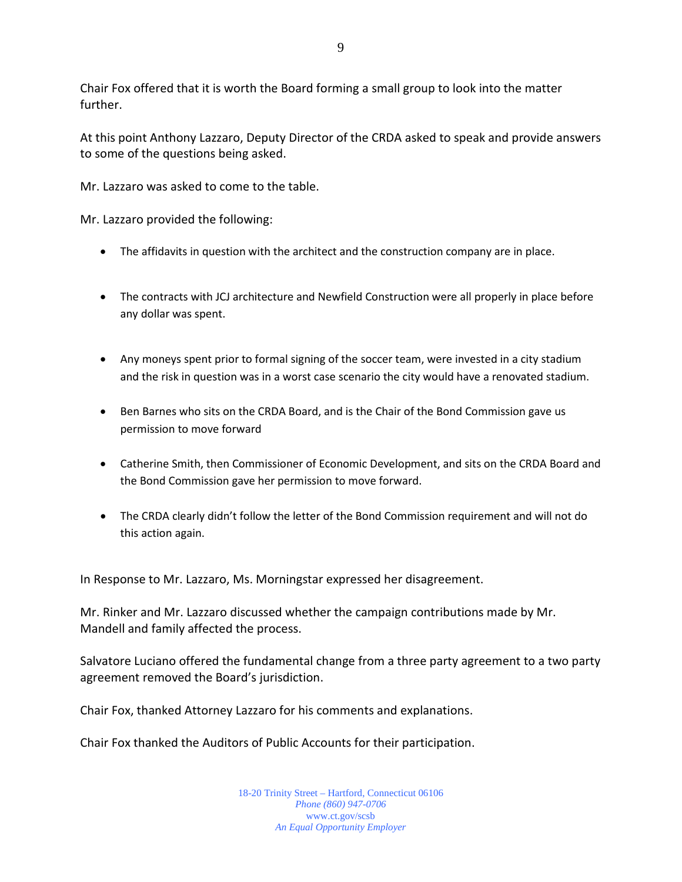Chair Fox offered that it is worth the Board forming a small group to look into the matter further.

At this point Anthony Lazzaro, Deputy Director of the CRDA asked to speak and provide answers to some of the questions being asked.

Mr. Lazzaro was asked to come to the table.

Mr. Lazzaro provided the following:

- The affidavits in question with the architect and the construction company are in place.
- The contracts with JCJ architecture and Newfield Construction were all properly in place before any dollar was spent.
- Any moneys spent prior to formal signing of the soccer team, were invested in a city stadium and the risk in question was in a worst case scenario the city would have a renovated stadium.
- Ben Barnes who sits on the CRDA Board, and is the Chair of the Bond Commission gave us permission to move forward
- Catherine Smith, then Commissioner of Economic Development, and sits on the CRDA Board and the Bond Commission gave her permission to move forward.
- The CRDA clearly didn't follow the letter of the Bond Commission requirement and will not do this action again.

In Response to Mr. Lazzaro, Ms. Morningstar expressed her disagreement.

Mr. Rinker and Mr. Lazzaro discussed whether the campaign contributions made by Mr. Mandell and family affected the process.

Salvatore Luciano offered the fundamental change from a three party agreement to a two party agreement removed the Board's jurisdiction.

Chair Fox, thanked Attorney Lazzaro for his comments and explanations.

Chair Fox thanked the Auditors of Public Accounts for their participation.

18-20 Trinity Street – Hartford, Connecticut 06106
*Phone (860) 947-0706*
www.ct.gov/scsb
*An Equal Opportunity Employer*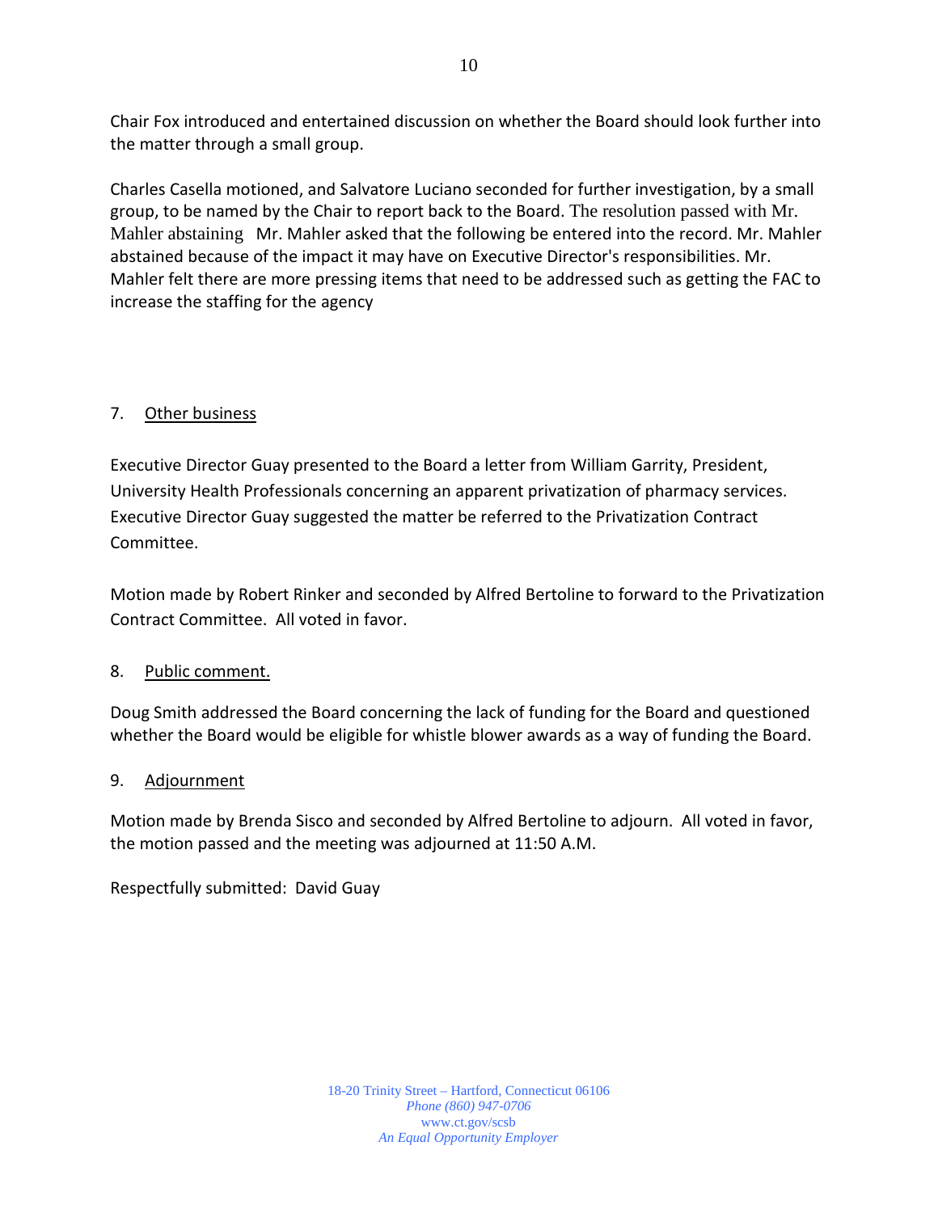Chair Fox introduced and entertained discussion on whether the Board should look further into the matter through a small group.

Charles Casella motioned, and Salvatore Luciano seconded for further investigation, by a small group, to be named by the Chair to report back to the Board. The resolution passed with Mr. Mahler abstaining  Mr. Mahler asked that the following be entered into the record. Mr. Mahler abstained because of the impact it may have on Executive Director's responsibilities. Mr. Mahler felt there are more pressing items that need to be addressed such as getting the FAC to increase the staffing for the agency

7. Other business

Executive Director Guay presented to the Board a letter from William Garrity, President, University Health Professionals concerning an apparent privatization of pharmacy services. Executive Director Guay suggested the matter be referred to the Privatization Contract Committee.

Motion made by Robert Rinker and seconded by Alfred Bertoline to forward to the Privatization Contract Committee.  All voted in favor.

8. Public comment.

Doug Smith addressed the Board concerning the lack of funding for the Board and questioned whether the Board would be eligible for whistle blower awards as a way of funding the Board.

9. Adjournment

Motion made by Brenda Sisco and seconded by Alfred Bertoline to adjourn.  All voted in favor, the motion passed and the meeting was adjourned at 11:50 A.M.

Respectfully submitted:  David Guay

18-20 Trinity Street – Hartford, Connecticut 06106
*Phone (860) 947-0706*
www.ct.gov/scsb
*An Equal Opportunity Employer*